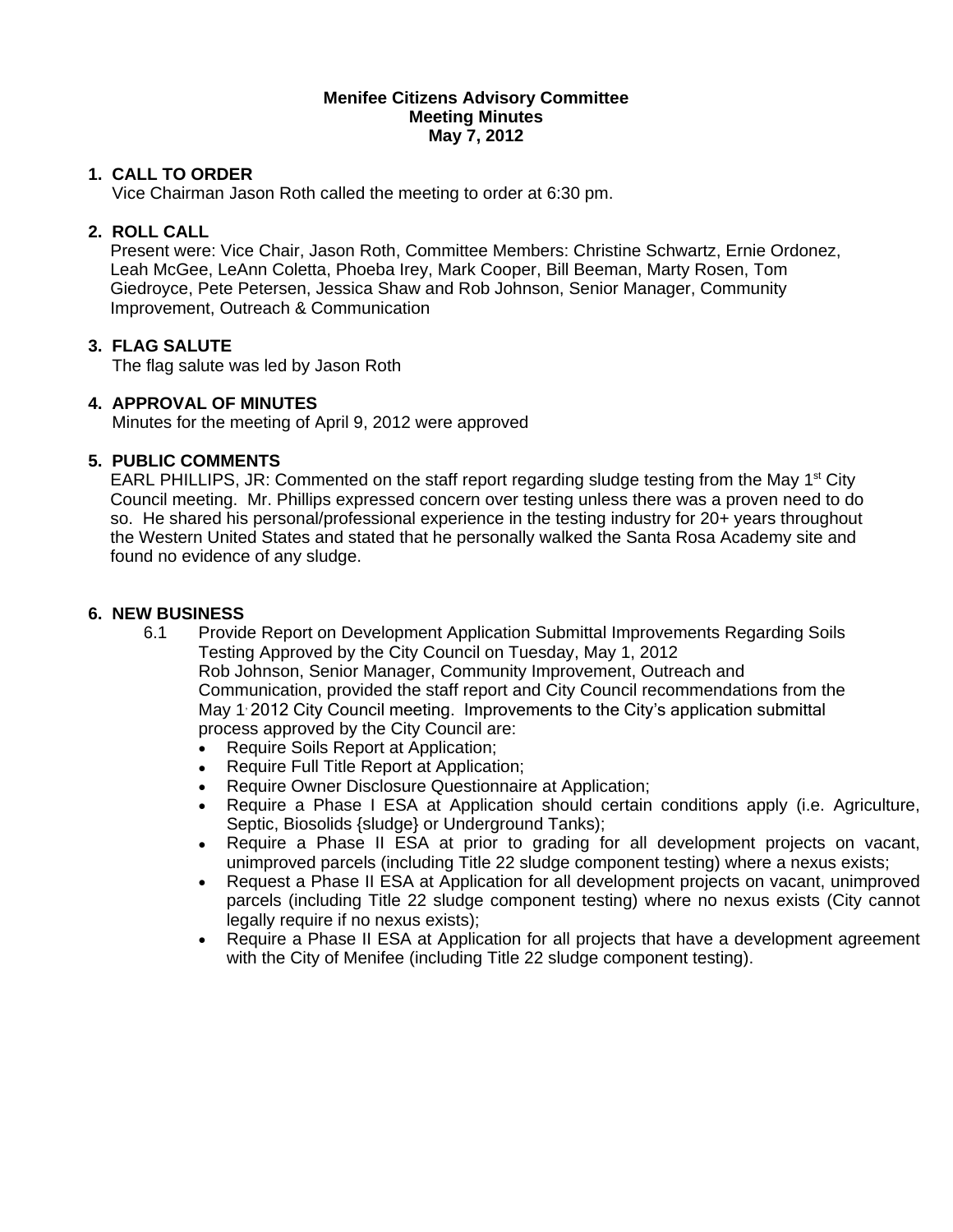**Menifee Citizens Advisory Committee**
**Meeting Minutes**
**May 7, 2012**

## 1. CALL TO ORDER

Vice Chairman Jason Roth called the meeting to order at 6:30 pm.

## 2. ROLL CALL

Present were: Vice Chair, Jason Roth, Committee Members: Christine Schwartz, Ernie Ordonez, Leah McGee, LeAnn Coletta, Phoeba Irey, Mark Cooper, Bill Beeman, Marty Rosen, Tom Giedroyce, Pete Petersen, Jessica Shaw and Rob Johnson, Senior Manager, Community Improvement, Outreach & Communication

## 3. FLAG SALUTE

The flag salute was led by Jason Roth

## 4. APPROVAL OF MINUTES

Minutes for the meeting of April 9, 2012 were approved

## 5. PUBLIC COMMENTS

EARL PHILLIPS, JR: Commented on the staff report regarding sludge testing from the May 1st City Council meeting. Mr. Phillips expressed concern over testing unless there was a proven need to do so. He shared his personal/professional experience in the testing industry for 20+ years throughout the Western United States and stated that he personally walked the Santa Rosa Academy site and found no evidence of any sludge.

## 6. NEW BUSINESS

6.1 Provide Report on Development Application Submittal Improvements Regarding Soils Testing Approved by the City Council on Tuesday, May 1, 2012

Rob Johnson, Senior Manager, Community Improvement, Outreach and Communication, provided the staff report and City Council recommendations from the May 1, 2012 City Council meeting. Improvements to the City's application submittal process approved by the City Council are:

- Require Soils Report at Application;
- Require Full Title Report at Application;
- Require Owner Disclosure Questionnaire at Application;
- Require a Phase I ESA at Application should certain conditions apply (i.e. Agriculture, Septic, Biosolids {sludge} or Underground Tanks);
- Require a Phase II ESA at prior to grading for all development projects on vacant, unimproved parcels (including Title 22 sludge component testing) where a nexus exists;
- Request a Phase II ESA at Application for all development projects on vacant, unimproved parcels (including Title 22 sludge component testing) where no nexus exists (City cannot legally require if no nexus exists);
- Require a Phase II ESA at Application for all projects that have a development agreement with the City of Menifee (including Title 22 sludge component testing).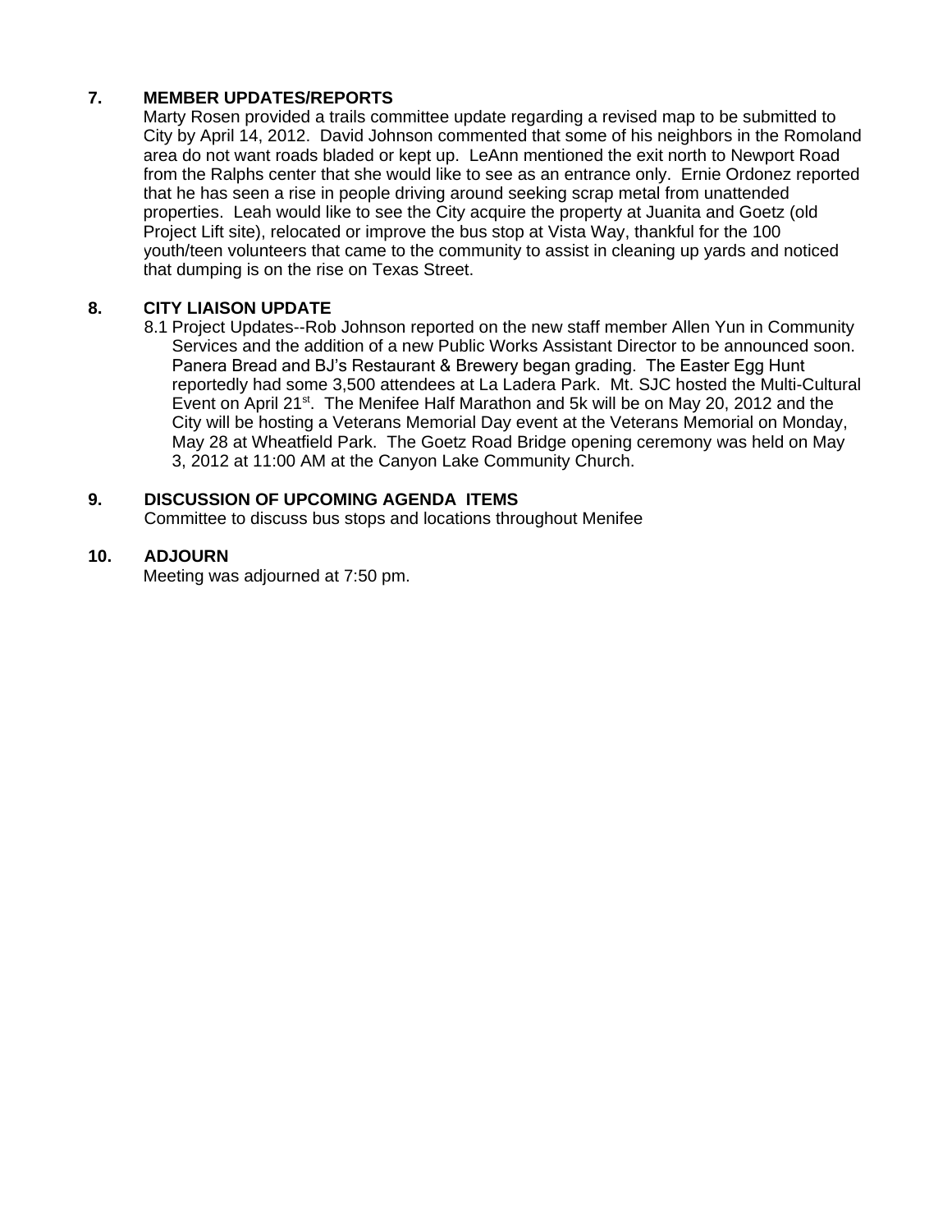**7. MEMBER UPDATES/REPORTS**

Marty Rosen provided a trails committee update regarding a revised map to be submitted to City by April 14, 2012. David Johnson commented that some of his neighbors in the Romoland area do not want roads bladed or kept up. LeAnn mentioned the exit north to Newport Road from the Ralphs center that she would like to see as an entrance only. Ernie Ordonez reported that he has seen a rise in people driving around seeking scrap metal from unattended properties. Leah would like to see the City acquire the property at Juanita and Goetz (old Project Lift site), relocated or improve the bus stop at Vista Way, thankful for the 100 youth/teen volunteers that came to the community to assist in cleaning up yards and noticed that dumping is on the rise on Texas Street.

**8. CITY LIAISON UPDATE**

8.1 Project Updates--Rob Johnson reported on the new staff member Allen Yun in Community Services and the addition of a new Public Works Assistant Director to be announced soon. Panera Bread and BJ's Restaurant & Brewery began grading. The Easter Egg Hunt reportedly had some 3,500 attendees at La Ladera Park. Mt. SJC hosted the Multi-Cultural Event on April 21st. The Menifee Half Marathon and 5k will be on May 20, 2012 and the City will be hosting a Veterans Memorial Day event at the Veterans Memorial on Monday, May 28 at Wheatfield Park. The Goetz Road Bridge opening ceremony was held on May 3, 2012 at 11:00 AM at the Canyon Lake Community Church.

**9. DISCUSSION OF UPCOMING AGENDA ITEMS**

Committee to discuss bus stops and locations throughout Menifee

**10. ADJOURN**

Meeting was adjourned at 7:50 pm.